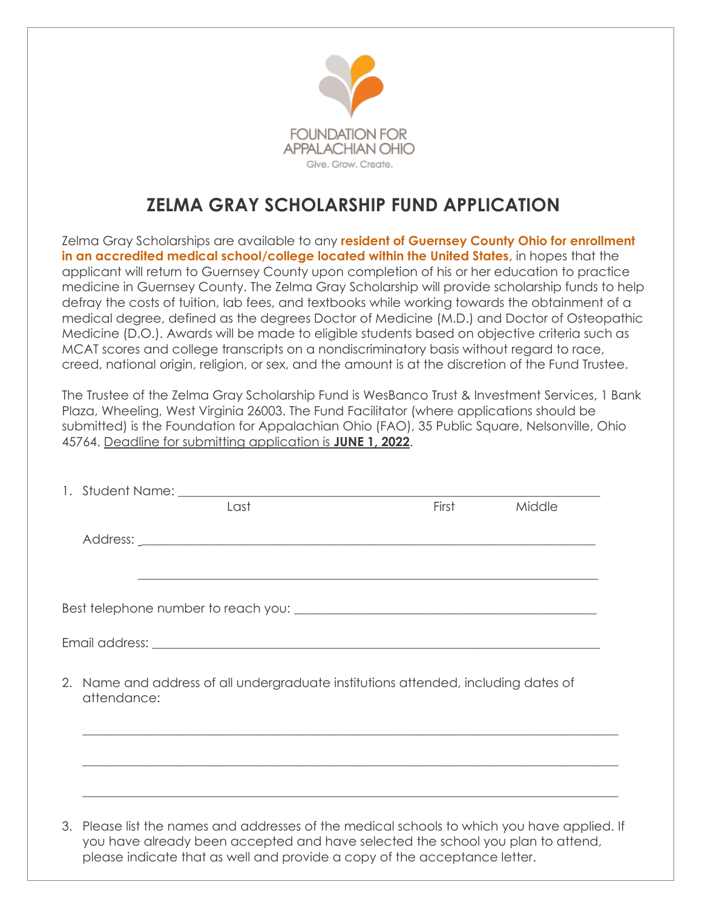FOUNDATION FOR APPALACHIAN OHIO
Give. Grow. Create.

# ZELMA GRAY SCHOLARSHIP FUND APPLICATION

Zelma Gray Scholarships are available to any **resident of Guernsey County Ohio for enrollment in an accredited medical school/college located within the United States**, in hopes that the applicant will return to Guernsey County upon completion of his or her education to practice medicine in Guernsey County. The Zelma Gray Scholarship will provide scholarship funds to help defray the costs of tuition, lab fees, and textbooks while working towards the obtainment of a medical degree, defined as the degrees Doctor of Medicine (M.D.) and Doctor of Osteopathic Medicine (D.O.). Awards will be made to eligible students based on objective criteria such as MCAT scores and college transcripts on a nondiscriminatory basis without regard to race, creed, national origin, religion, or sex, and the amount is at the discretion of the Fund Trustee.

The Trustee of the Zelma Gray Scholarship Fund is WesBanco Trust & Investment Services, 1 Bank Plaza, Wheeling, West Virginia 26003. The Fund Facilitator (where applications should be submitted) is the Foundation for Appalachian Ohio (FAO), 35 Public Square, Nelsonville, Ohio 45764. Deadline for submitting application is **JUNE 1, 2022**.

1. Student Name: ______________________________________________
   Last                    First          Middle

   Address: ______________________________________________

   ______________________________________________

Best telephone number to reach you: ______________________________________________

Email address: ______________________________________________

2. Name and address of all undergraduate institutions attended, including dates of attendance:

   ______________________________________________

   ______________________________________________

   ______________________________________________

3. Please list the names and addresses of the medical schools to which you have applied. If you have already been accepted and have selected the school you plan to attend, please indicate that as well and provide a copy of the acceptance letter.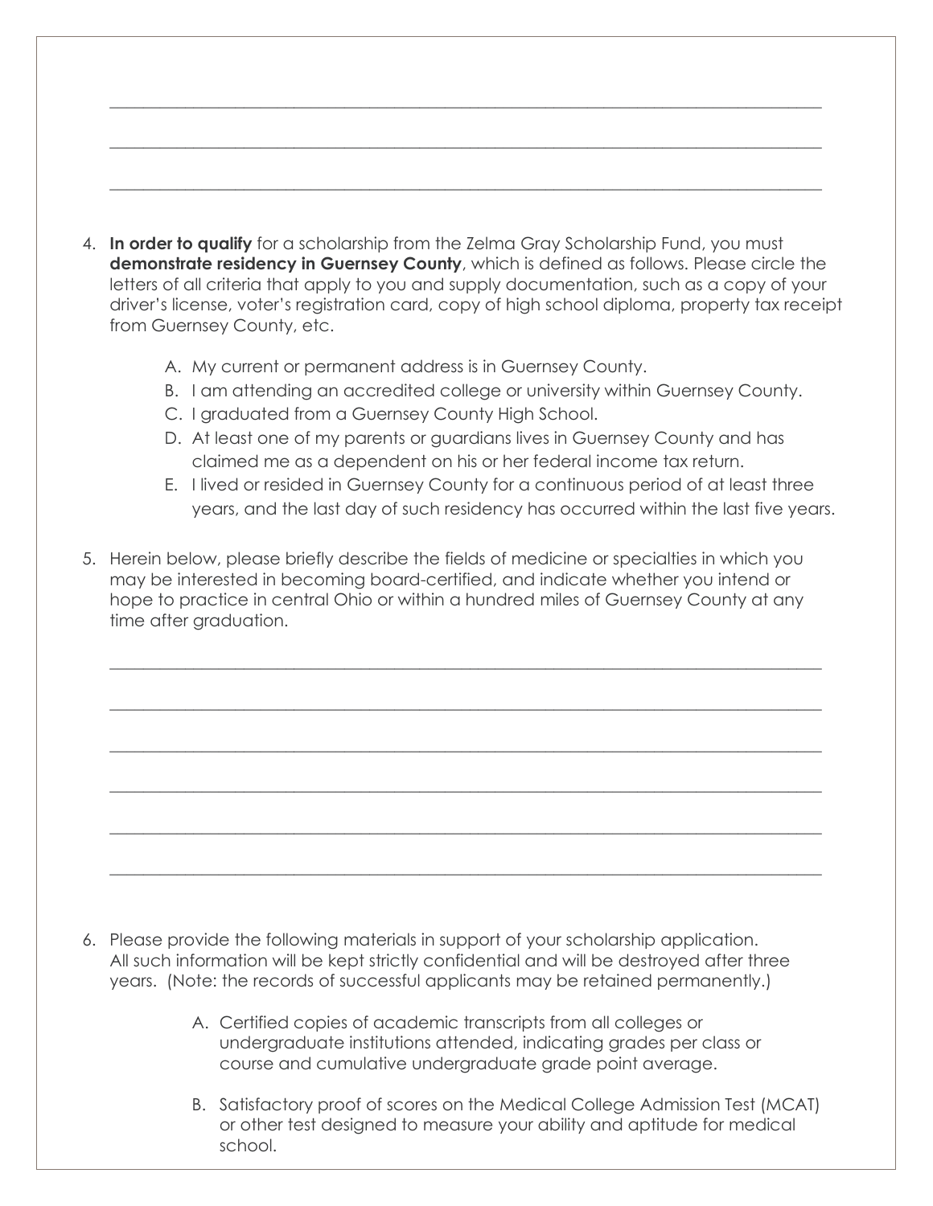\_\_\_\_\_\_\_\_\_\_\_\_\_\_\_\_\_\_\_\_\_\_\_\_\_\_\_\_\_\_\_\_\_\_\_\_\_\_\_\_\_\_\_\_\_\_\_\_\_\_\_\_\_\_\_\_\_\_\_\_\_\_\_\_\_\_\_\_\_\_\_\_\_\_\_\_\_\_

\_\_\_\_\_\_\_\_\_\_\_\_\_\_\_\_\_\_\_\_\_\_\_\_\_\_\_\_\_\_\_\_\_\_\_\_\_\_\_\_\_\_\_\_\_\_\_\_\_\_\_\_\_\_\_\_\_\_\_\_\_\_\_\_\_\_\_\_\_\_\_\_\_\_\_\_\_\_

\_\_\_\_\_\_\_\_\_\_\_\_\_\_\_\_\_\_\_\_\_\_\_\_\_\_\_\_\_\_\_\_\_\_\_\_\_\_\_\_\_\_\_\_\_\_\_\_\_\_\_\_\_\_\_\_\_\_\_\_\_\_\_\_\_\_\_\_\_\_\_\_\_\_\_\_\_\_

4. **In order to qualify** for a scholarship from the Zelma Gray Scholarship Fund, you must **demonstrate residency in Guernsey County**, which is defined as follows. Please circle the letters of all criteria that apply to you and supply documentation, such as a copy of your driver's license, voter's registration card, copy of high school diploma, property tax receipt from Guernsey County, etc.

   A. My current or permanent address is in Guernsey County.
   B. I am attending an accredited college or university within Guernsey County.
   C. I graduated from a Guernsey County High School.
   D. At least one of my parents or guardians lives in Guernsey County and has claimed me as a dependent on his or her federal income tax return.
   E. I lived or resided in Guernsey County for a continuous period of at least three years, and the last day of such residency has occurred within the last five years.

5. Herein below, please briefly describe the fields of medicine or specialties in which you may be interested in becoming board-certified, and indicate whether you intend or hope to practice in central Ohio or within a hundred miles of Guernsey County at any time after graduation.

\_\_\_\_\_\_\_\_\_\_\_\_\_\_\_\_\_\_\_\_\_\_\_\_\_\_\_\_\_\_\_\_\_\_\_\_\_\_\_\_\_\_\_\_\_\_\_\_\_\_\_\_\_\_\_\_\_\_\_\_\_\_\_\_\_\_\_\_\_\_\_\_\_\_\_\_\_\_

\_\_\_\_\_\_\_\_\_\_\_\_\_\_\_\_\_\_\_\_\_\_\_\_\_\_\_\_\_\_\_\_\_\_\_\_\_\_\_\_\_\_\_\_\_\_\_\_\_\_\_\_\_\_\_\_\_\_\_\_\_\_\_\_\_\_\_\_\_\_\_\_\_\_\_\_\_\_

\_\_\_\_\_\_\_\_\_\_\_\_\_\_\_\_\_\_\_\_\_\_\_\_\_\_\_\_\_\_\_\_\_\_\_\_\_\_\_\_\_\_\_\_\_\_\_\_\_\_\_\_\_\_\_\_\_\_\_\_\_\_\_\_\_\_\_\_\_\_\_\_\_\_\_\_\_\_

\_\_\_\_\_\_\_\_\_\_\_\_\_\_\_\_\_\_\_\_\_\_\_\_\_\_\_\_\_\_\_\_\_\_\_\_\_\_\_\_\_\_\_\_\_\_\_\_\_\_\_\_\_\_\_\_\_\_\_\_\_\_\_\_\_\_\_\_\_\_\_\_\_\_\_\_\_\_

\_\_\_\_\_\_\_\_\_\_\_\_\_\_\_\_\_\_\_\_\_\_\_\_\_\_\_\_\_\_\_\_\_\_\_\_\_\_\_\_\_\_\_\_\_\_\_\_\_\_\_\_\_\_\_\_\_\_\_\_\_\_\_\_\_\_\_\_\_\_\_\_\_\_\_\_\_\_

\_\_\_\_\_\_\_\_\_\_\_\_\_\_\_\_\_\_\_\_\_\_\_\_\_\_\_\_\_\_\_\_\_\_\_\_\_\_\_\_\_\_\_\_\_\_\_\_\_\_\_\_\_\_\_\_\_\_\_\_\_\_\_\_\_\_\_\_\_\_\_\_\_\_\_\_\_\_

6. Please provide the following materials in support of your scholarship application. All such information will be kept strictly confidential and will be destroyed after three years. (Note: the records of successful applicants may be retained permanently.)

   A. Certified copies of academic transcripts from all colleges or undergraduate institutions attended, indicating grades per class or course and cumulative undergraduate grade point average.

   B. Satisfactory proof of scores on the Medical College Admission Test (MCAT) or other test designed to measure your ability and aptitude for medical school.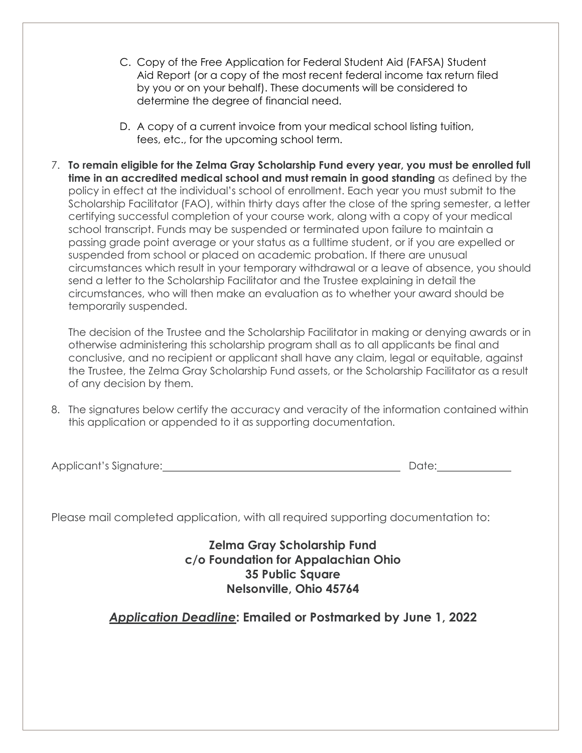C. Copy of the Free Application for Federal Student Aid (FAFSA) Student Aid Report (or a copy of the most recent federal income tax return filed by you or on your behalf). These documents will be considered to determine the degree of financial need.

D. A copy of a current invoice from your medical school listing tuition, fees, etc., for the upcoming school term.

7. **To remain eligible for the Zelma Gray Scholarship Fund every year, you must be enrolled full time in an accredited medical school and must remain in good standing** as defined by the policy in effect at the individual's school of enrollment. Each year you must submit to the Scholarship Facilitator (FAO), within thirty days after the close of the spring semester, a letter certifying successful completion of your course work, along with a copy of your medical school transcript. Funds may be suspended or terminated upon failure to maintain a passing grade point average or your status as a fulltime student, or if you are expelled or suspended from school or placed on academic probation. If there are unusual circumstances which result in your temporary withdrawal or a leave of absence, you should send a letter to the Scholarship Facilitator and the Trustee explaining in detail the circumstances, who will then make an evaluation as to whether your award should be temporarily suspended.

   The decision of the Trustee and the Scholarship Facilitator in making or denying awards or in otherwise administering this scholarship program shall as to all applicants be final and conclusive, and no recipient or applicant shall have any claim, legal or equitable, against the Trustee, the Zelma Gray Scholarship Fund assets, or the Scholarship Facilitator as a result of any decision by them.

8. The signatures below certify the accuracy and veracity of the information contained within this application or appended to it as supporting documentation.

Applicant's Signature:_______________________________________ Date:____________

Please mail completed application, with all required supporting documentation to:

**Zelma Gray Scholarship Fund**
**c/o Foundation for Appalachian Ohio**
**35 Public Square**
**Nelsonville, Ohio 45764**

***<u>Application Deadline</u>*: Emailed or Postmarked by June 1, 2022**